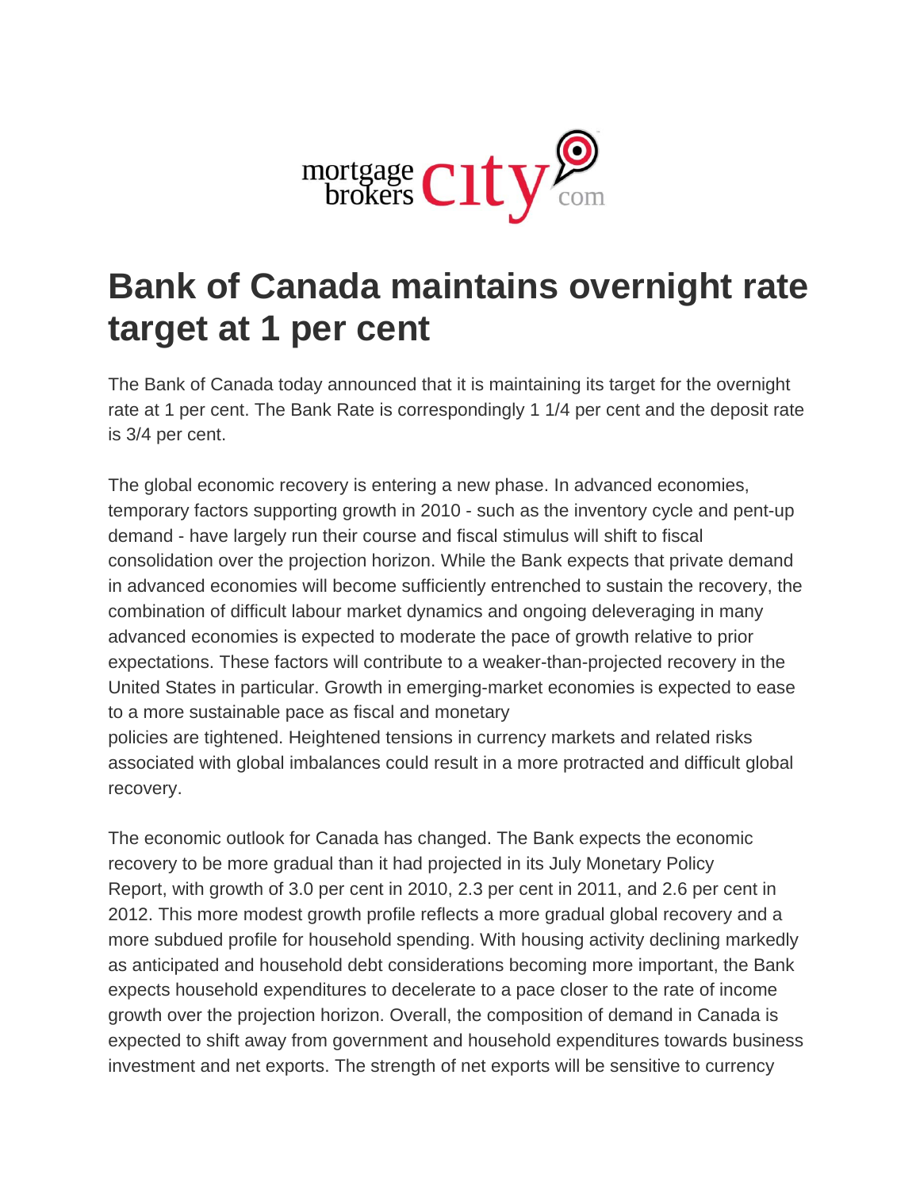# Bank of Canada maintains overnight rate target at 1 per cent

The Bank of Canada today announced that it is maintaining its target for the overnight rate at 1 per cent. The Bank Rate is correspondingly 1 1/4 per cent and the deposit rate is 3/4 per cent.

The global economic recovery is entering a new phase. In advanced economies, temporary factors supporting growth in 2010 - such as the inventory cycle and pent-up demand - have largely run their course and fiscal stimulus will shift to fiscal consolidation over the projection horizon. While the Bank expects that private demand in advanced economies will become sufficiently entrenched to sustain the recovery, the combination of difficult labour market dynamics and ongoing deleveraging in many advanced economies is expected to moderate the pace of growth relative to prior expectations. These factors will contribute to a weaker-than-projected recovery in the United States in particular. Growth in emerging-market economies is expected to ease to a more sustainable pace as fiscal and monetary policies are tightened. Heightened tensions in currency markets and related risks associated with global imbalances could result in a more protracted and difficult global recovery.

The economic outlook for Canada has changed. The Bank expects the economic recovery to be more gradual than it had projected in its July Monetary Policy Report, with growth of 3.0 per cent in 2010, 2.3 per cent in 2011, and 2.6 per cent in 2012. This more modest growth profile reflects a more gradual global recovery and a more subdued profile for household spending. With housing activity declining markedly as anticipated and household debt considerations becoming more important, the Bank expects household expenditures to decelerate to a pace closer to the rate of income growth over the projection horizon. Overall, the composition of demand in Canada is expected to shift away from government and household expenditures towards business investment and net exports. The strength of net exports will be sensitive to currency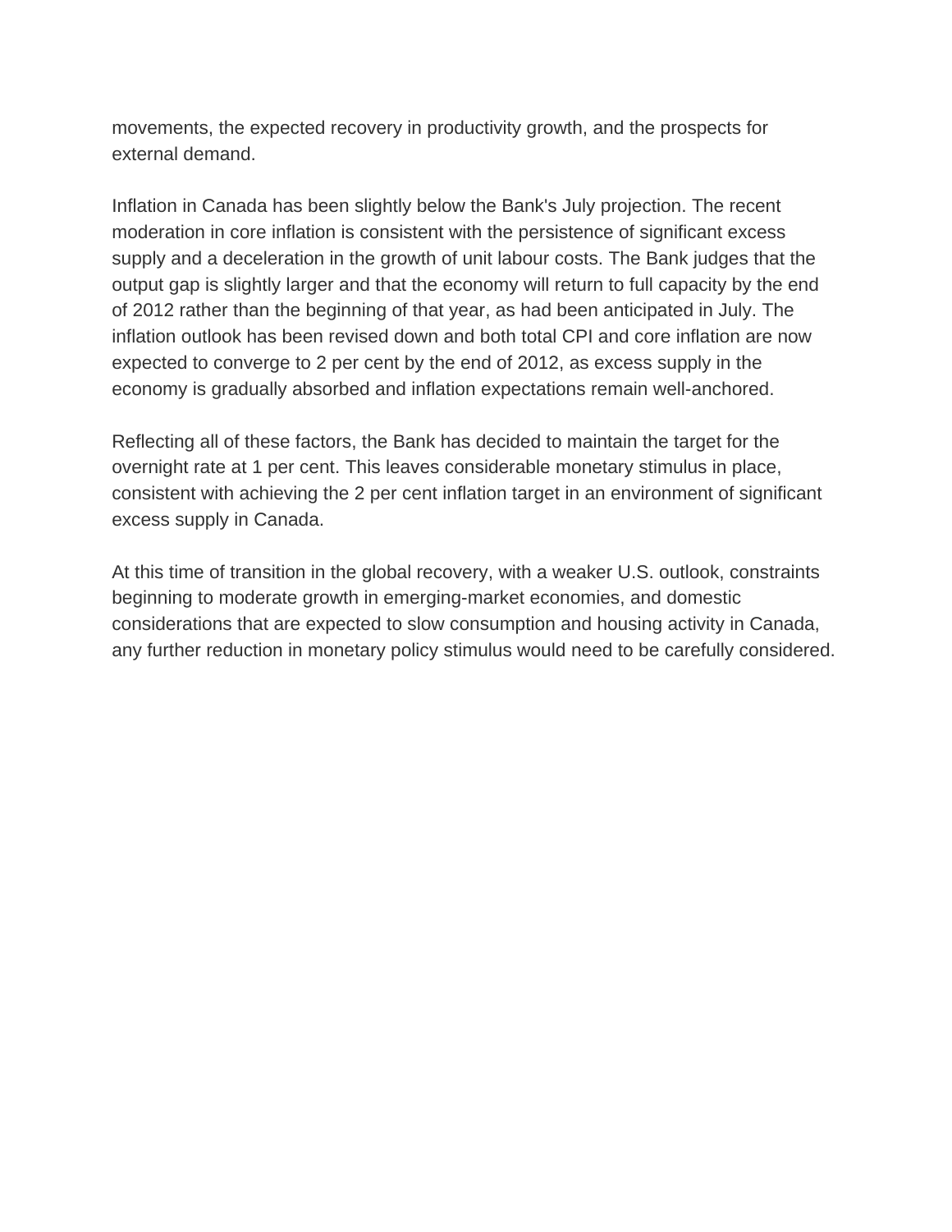movements, the expected recovery in productivity growth, and the prospects for external demand.

Inflation in Canada has been slightly below the Bank's July projection. The recent moderation in core inflation is consistent with the persistence of significant excess supply and a deceleration in the growth of unit labour costs. The Bank judges that the output gap is slightly larger and that the economy will return to full capacity by the end of 2012 rather than the beginning of that year, as had been anticipated in July. The inflation outlook has been revised down and both total CPI and core inflation are now expected to converge to 2 per cent by the end of 2012, as excess supply in the economy is gradually absorbed and inflation expectations remain well-anchored.

Reflecting all of these factors, the Bank has decided to maintain the target for the overnight rate at 1 per cent. This leaves considerable monetary stimulus in place, consistent with achieving the 2 per cent inflation target in an environment of significant excess supply in Canada.

At this time of transition in the global recovery, with a weaker U.S. outlook, constraints beginning to moderate growth in emerging-market economies, and domestic considerations that are expected to slow consumption and housing activity in Canada, any further reduction in monetary policy stimulus would need to be carefully considered.